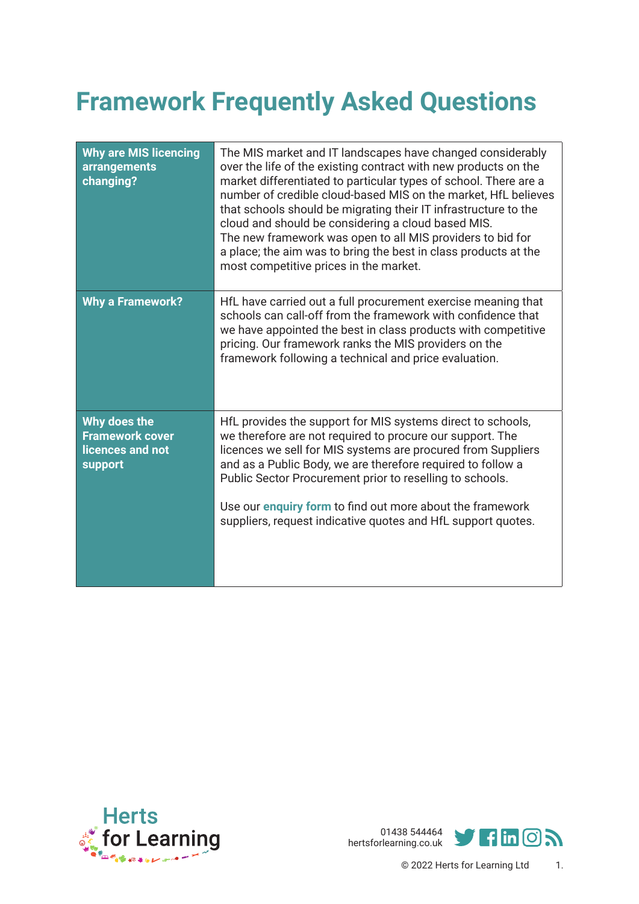# Framework Frequently Asked Questions

| | |
|---|---|
| **Why are MIS licencing arrangements changing?** | The MIS market and IT landscapes have changed considerably over the life of the existing contract with new products on the market differentiated to particular types of school. There are a number of credible cloud-based MIS on the market, HfL believes that schools should be migrating their IT infrastructure to the cloud and should be considering a cloud based MIS. The new framework was open to all MIS providers to bid for a place; the aim was to bring the best in class products at the most competitive prices in the market. |
| **Why a Framework?** | HfL have carried out a full procurement exercise meaning that schools can call-off from the framework with confidence that we have appointed the best in class products with competitive pricing. Our framework ranks the MIS providers on the framework following a technical and price evaluation. |
| **Why does the Framework cover licences and not support** | HfL provides the support for MIS systems direct to schools, we therefore are not required to procure our support. The licences we sell for MIS systems are procured from Suppliers and as a Public Body, we are therefore required to follow a Public Sector Procurement prior to reselling to schools. <br><br> Use our **enquiry form** to find out more about the framework suppliers, request indicative quotes and HfL support quotes. |

Herts for Learning

01438 544464
hertsforlearning.co.uk

© 2022 Herts for Learning Ltd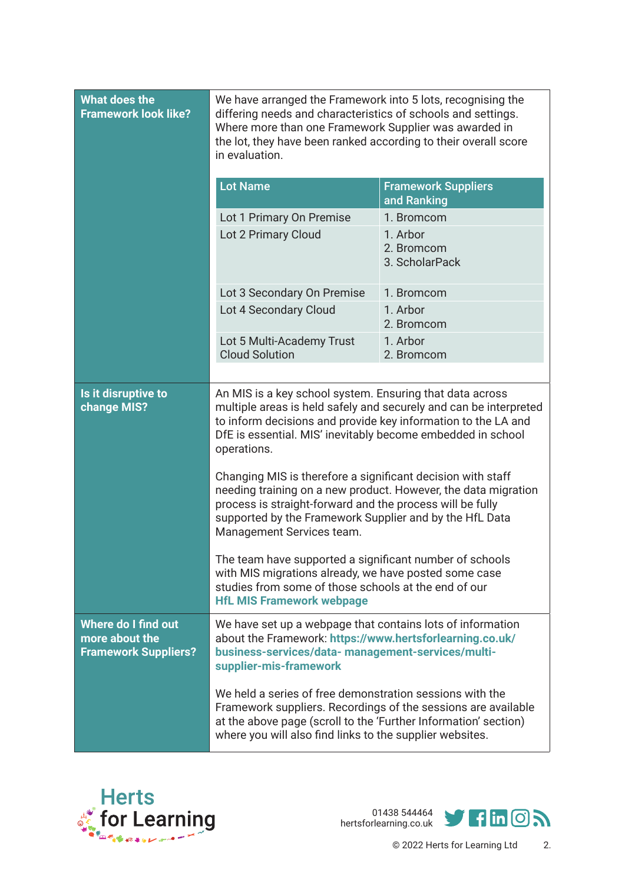### What does the Framework look like?

We have arranged the Framework into 5 lots, recognising the differing needs and characteristics of schools and settings. Where more than one Framework Supplier was awarded in the lot, they have been ranked according to their overall score in evaluation.

| Lot Name | Framework Suppliers and Ranking |
|---|---|
| Lot 1 Primary On Premise | 1. Bromcom |
| Lot 2 Primary Cloud | 1. Arbor<br>2. Bromcom<br>3. ScholarPack |
| Lot 3 Secondary On Premise | 1. Bromcom |
| Lot 4 Secondary Cloud | 1. Arbor<br>2. Bromcom |
| Lot 5 Multi-Academy Trust Cloud Solution | 1. Arbor<br>2. Bromcom |

### Is it disruptive to change MIS?

An MIS is a key school system. Ensuring that data across multiple areas is held safely and securely and can be interpreted to inform decisions and provide key information to the LA and DfE is essential. MIS' inevitably become embedded in school operations.

Changing MIS is therefore a significant decision with staff needing training on a new product. However, the data migration process is straight-forward and the process will be fully supported by the Framework Supplier and by the HfL Data Management Services team.

The team have supported a significant number of schools with MIS migrations already, we have posted some case studies from some of those schools at the end of our **HfL MIS Framework webpage**

### Where do I find out more about the Framework Suppliers?

We have set up a webpage that contains lots of information about the Framework: **https://www.hertsforlearning.co.uk/business-services/data- management-services/multi-supplier-mis-framework**

We held a series of free demonstration sessions with the Framework suppliers. Recordings of the sessions are available at the above page (scroll to the 'Further Information' section) where you will also find links to the supplier websites.

Herts for Learning

01438 544464
hertsforlearning.co.uk

© 2022 Herts for Learning Ltd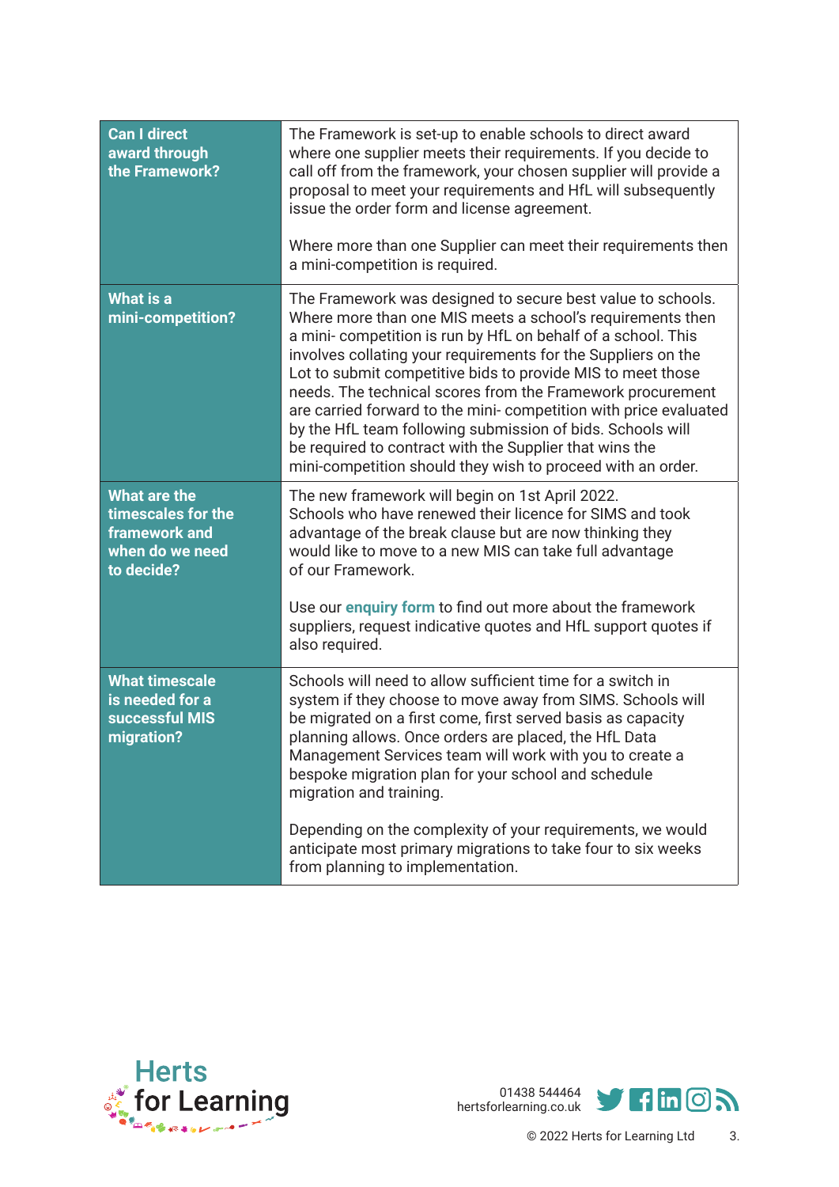| | |
|---|---|
| **Can I direct award through the Framework?** | The Framework is set-up to enable schools to direct award where one supplier meets their requirements. If you decide to call off from the framework, your chosen supplier will provide a proposal to meet your requirements and HfL will subsequently issue the order form and license agreement.<br><br>Where more than one Supplier can meet their requirements then a mini-competition is required. |
| **What is a mini-competition?** | The Framework was designed to secure best value to schools. Where more than one MIS meets a school's requirements then a mini- competition is run by HfL on behalf of a school. This involves collating your requirements for the Suppliers on the Lot to submit competitive bids to provide MIS to meet those needs. The technical scores from the Framework procurement are carried forward to the mini- competition with price evaluated by the HfL team following submission of bids. Schools will be required to contract with the Supplier that wins the mini-competition should they wish to proceed with an order. |
| **What are the timescales for the framework and when do we need to decide?** | The new framework will begin on 1st April 2022. Schools who have renewed their licence for SIMS and took advantage of the break clause but are now thinking they would like to move to a new MIS can take full advantage of our Framework.<br><br>Use our **enquiry form** to find out more about the framework suppliers, request indicative quotes and HfL support quotes if also required. |
| **What timescale is needed for a successful MIS migration?** | Schools will need to allow sufficient time for a switch in system if they choose to move away from SIMS. Schools will be migrated on a first come, first served basis as capacity planning allows. Once orders are placed, the HfL Data Management Services team will work with you to create a bespoke migration plan for your school and schedule migration and training.<br><br>Depending on the complexity of your requirements, we would anticipate most primary migrations to take four to six weeks from planning to implementation. |

Herts for Learning

01438 544464
hertsforlearning.co.uk

© 2022 Herts for Learning Ltd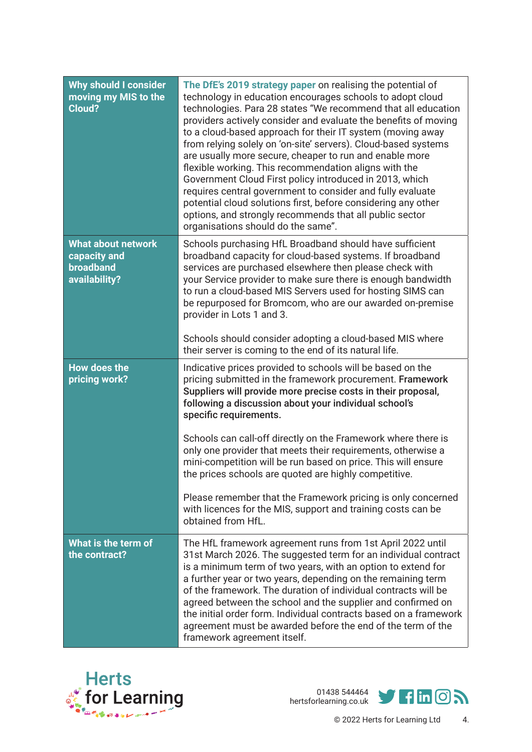| | |
|---|---|
| **Why should I consider moving my MIS to the Cloud?** | The DfE's 2019 strategy paper on realising the potential of technology in education encourages schools to adopt cloud technologies. Para 28 states "We recommend that all education providers actively consider and evaluate the benefits of moving to a cloud-based approach for their IT system (moving away from relying solely on 'on-site' servers). Cloud-based systems are usually more secure, cheaper to run and enable more flexible working. This recommendation aligns with the Government Cloud First policy introduced in 2013, which requires central government to consider and fully evaluate potential cloud solutions first, before considering any other options, and strongly recommends that all public sector organisations should do the same". |
| **What about network capacity and broadband availability?** | Schools purchasing HfL Broadband should have sufficient broadband capacity for cloud-based systems. If broadband services are purchased elsewhere then please check with your Service provider to make sure there is enough bandwidth to run a cloud-based MIS Servers used for hosting SIMS can be repurposed for Bromcom, who are our awarded on-premise provider in Lots 1 and 3.<br><br>Schools should consider adopting a cloud-based MIS where their server is coming to the end of its natural life. |
| **How does the pricing work?** | Indicative prices provided to schools will be based on the pricing submitted in the framework procurement. **Framework Suppliers will provide more precise costs in their proposal, following a discussion about your individual school's specific requirements.**<br><br>Schools can call-off directly on the Framework where there is only one provider that meets their requirements, otherwise a mini-competition will be run based on price. This will ensure the prices schools are quoted are highly competitive.<br><br>Please remember that the Framework pricing is only concerned with licences for the MIS, support and training costs can be obtained from HfL. |
| **What is the term of the contract?** | The HfL framework agreement runs from 1st April 2022 until 31st March 2026. The suggested term for an individual contract is a minimum term of two years, with an option to extend for a further year or two years, depending on the remaining term of the framework. The duration of individual contracts will be agreed between the school and the supplier and confirmed on the initial order form. Individual contracts based on a framework agreement must be awarded before the end of the term of the framework agreement itself. |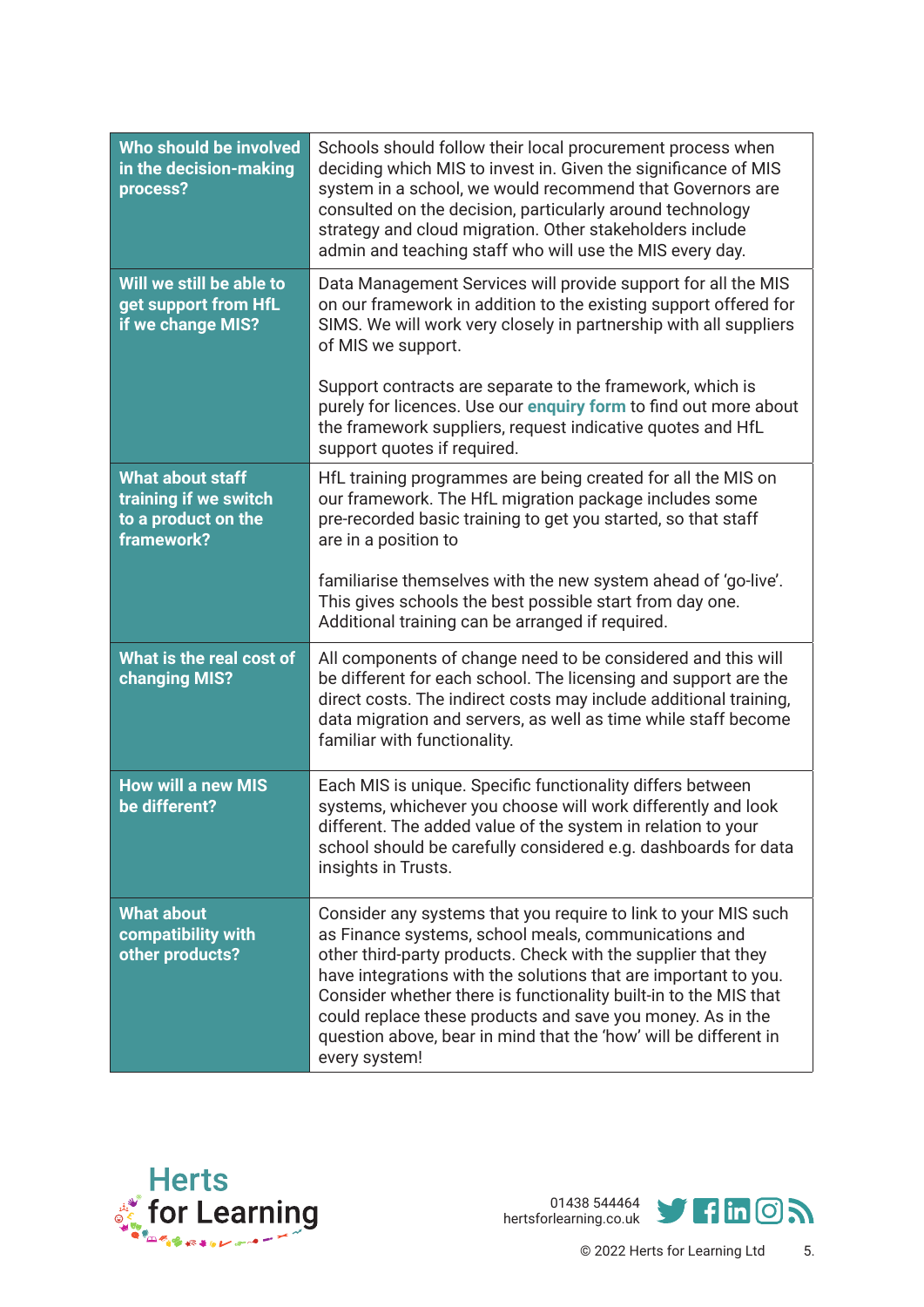| | |
|---|---|
| **Who should be involved in the decision-making process?** | Schools should follow their local procurement process when deciding which MIS to invest in. Given the significance of MIS system in a school, we would recommend that Governors are consulted on the decision, particularly around technology strategy and cloud migration. Other stakeholders include admin and teaching staff who will use the MIS every day. |
| **Will we still be able to get support from HfL if we change MIS?** | Data Management Services will provide support for all the MIS on our framework in addition to the existing support offered for SIMS. We will work very closely in partnership with all suppliers of MIS we support.<br><br>Support contracts are separate to the framework, which is purely for licences. Use our **enquiry form** to find out more about the framework suppliers, request indicative quotes and HfL support quotes if required. |
| **What about staff training if we switch to a product on the framework?** | HfL training programmes are being created for all the MIS on our framework. The HfL migration package includes some pre-recorded basic training to get you started, so that staff are in a position to<br><br>familiarise themselves with the new system ahead of 'go-live'. This gives schools the best possible start from day one. Additional training can be arranged if required. |
| **What is the real cost of changing MIS?** | All components of change need to be considered and this will be different for each school. The licensing and support are the direct costs. The indirect costs may include additional training, data migration and servers, as well as time while staff become familiar with functionality. |
| **How will a new MIS be different?** | Each MIS is unique. Specific functionality differs between systems, whichever you choose will work differently and look different. The added value of the system in relation to your school should be carefully considered e.g. dashboards for data insights in Trusts. |
| **What about compatibility with other products?** | Consider any systems that you require to link to your MIS such as Finance systems, school meals, communications and other third-party products. Check with the supplier that they have integrations with the solutions that are important to you. Consider whether there is functionality built-in to the MIS that could replace these products and save you money. As in the question above, bear in mind that the 'how' will be different in every system! |

Herts for Learning

01438 544464
hertsforlearning.co.uk

© 2022 Herts for Learning Ltd